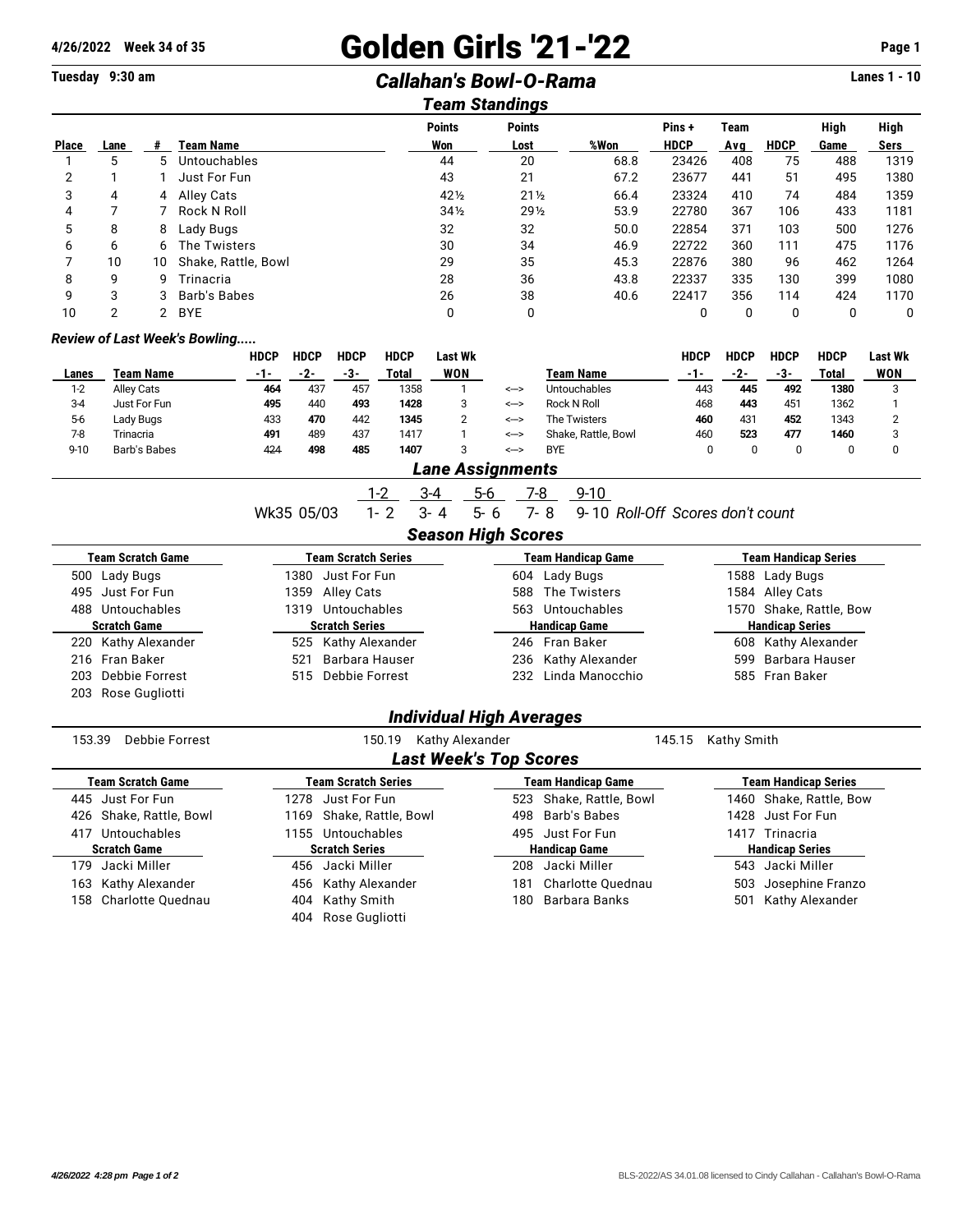**4/26/2022 Week 34 of 35**

# Golden Girls '21-'22

**Tuesday 9:30 am**

## *Callahan's Bowl-O-Rama*

**Lanes 1 - 10**

### *Team Standings*

| Place | Lane | # | Team Name | Points Won | Points Lost | %Won | Pins + HDCP | Team Avg | HDCP | High Game | High Sers |
|---|---|---|---|---|---|---|---|---|---|---|---|
| 1 | 5 | 5 | Untouchables | 44 | 20 | 68.8 | 23426 | 408 | 75 | 488 | 1319 |
| 2 | 1 | 1 | Just For Fun | 43 | 21 | 67.2 | 23677 | 441 | 51 | 495 | 1380 |
| 3 | 4 | 4 | Alley Cats | 42½ | 21½ | 66.4 | 23324 | 410 | 74 | 484 | 1359 |
| 4 | 7 | 7 | Rock N Roll | 34½ | 29½ | 53.9 | 22780 | 367 | 106 | 433 | 1181 |
| 5 | 8 | 8 | Lady Bugs | 32 | 32 | 50.0 | 22854 | 371 | 103 | 500 | 1276 |
| 6 | 6 | 6 | The Twisters | 30 | 34 | 46.9 | 22722 | 360 | 111 | 475 | 1176 |
| 7 | 10 | 10 | Shake, Rattle, Bowl | 29 | 35 | 45.3 | 22876 | 380 | 96 | 462 | 1264 |
| 8 | 9 | 9 | Trinacria | 28 | 36 | 43.8 | 22337 | 335 | 130 | 399 | 1080 |
| 9 | 3 | 3 | Barb's Babes | 26 | 38 | 40.6 | 22417 | 356 | 114 | 424 | 1170 |
| 10 | 2 | 2 | BYE | 0 | 0 | | 0 | 0 | 0 | 0 | 0 |

### *Review of Last Week's Bowling.....*

| Lanes | Team Name | HDCP -1- | HDCP -2- | HDCP -3- | HDCP Total | Last Wk WON | | Team Name | HDCP -1- | HDCP -2- | HDCP -3- | HDCP Total | Last Wk WON |
|---|---|---|---|---|---|---|---|---|---|---|---|---|---|
| 1-2 | Alley Cats | **464** | 437 | 457 | 1358 | 1 | <--> | Untouchables | 443 | **445** | **492** | **1380** | 3 |
| 3-4 | Just For Fun | **495** | 440 | **493** | **1428** | 3 | <--> | Rock N Roll | 468 | **443** | 451 | 1362 | 1 |
| 5-6 | Lady Bugs | 433 | **470** | 442 | **1345** | 2 | <--> | The Twisters | **460** | 431 | **452** | 1343 | 2 |
| 7-8 | Trinacria | **491** | 489 | 437 | 1417 | 1 | <--> | Shake, Rattle, Bowl | 460 | **523** | **477** | **1460** | 3 |
| 9-10 | Barb's Babes | 424 | **498** | **485** | **1407** | 3 | <--> | BYE | 0 | 0 | 0 | 0 | 0 |

### *Lane Assignments*

| | 1-2 | 3-4 | 5-6 | 7-8 | 9-10 |
|---|---|---|---|---|---|
| Wk35 05/03 | 1- 2 | 3- 4 | 5- 6 | 7- 8 | 9- 10 *Roll-Off Scores don't count* |

### *Season High Scores*

| Team Scratch Game | Team Scratch Series | Team Handicap Game | Team Handicap Series |
|---|---|---|---|
| 500 Lady Bugs | 1380 Just For Fun | 604 Lady Bugs | 1588 Lady Bugs |
| 495 Just For Fun | 1359 Alley Cats | 588 The Twisters | 1584 Alley Cats |
| 488 Untouchables | 1319 Untouchables | 563 Untouchables | 1570 Shake, Rattle, Bow |
| **Scratch Game** | **Scratch Series** | **Handicap Game** | **Handicap Series** |
| 220 Kathy Alexander | 525 Kathy Alexander | 246 Fran Baker | 608 Kathy Alexander |
| 216 Fran Baker | 521 Barbara Hauser | 236 Kathy Alexander | 599 Barbara Hauser |
| 203 Debbie Forrest | 515 Debbie Forrest | 232 Linda Manocchio | 585 Fran Baker |
| 203 Rose Gugliotti | | | |

### *Individual High Averages*

153.39 Debbie Forrest — 150.19 Kathy Alexander — 145.15 Kathy Smith

### *Last Week's Top Scores*

| Team Scratch Game | Team Scratch Series | Team Handicap Game | Team Handicap Series |
|---|---|---|---|
| 445 Just For Fun | 1278 Just For Fun | 523 Shake, Rattle, Bowl | 1460 Shake, Rattle, Bow |
| 426 Shake, Rattle, Bowl | 1169 Shake, Rattle, Bowl | 498 Barb's Babes | 1428 Just For Fun |
| 417 Untouchables | 1155 Untouchables | 495 Just For Fun | 1417 Trinacria |
| **Scratch Game** | **Scratch Series** | **Handicap Game** | **Handicap Series** |
| 179 Jacki Miller | 456 Jacki Miller | 208 Jacki Miller | 543 Jacki Miller |
| 163 Kathy Alexander | 456 Kathy Alexander | 181 Charlotte Quednau | 503 Josephine Franzo |
| 158 Charlotte Quednau | 404 Kathy Smith | 180 Barbara Banks | 501 Kathy Alexander |
| | 404 Rose Gugliotti | | |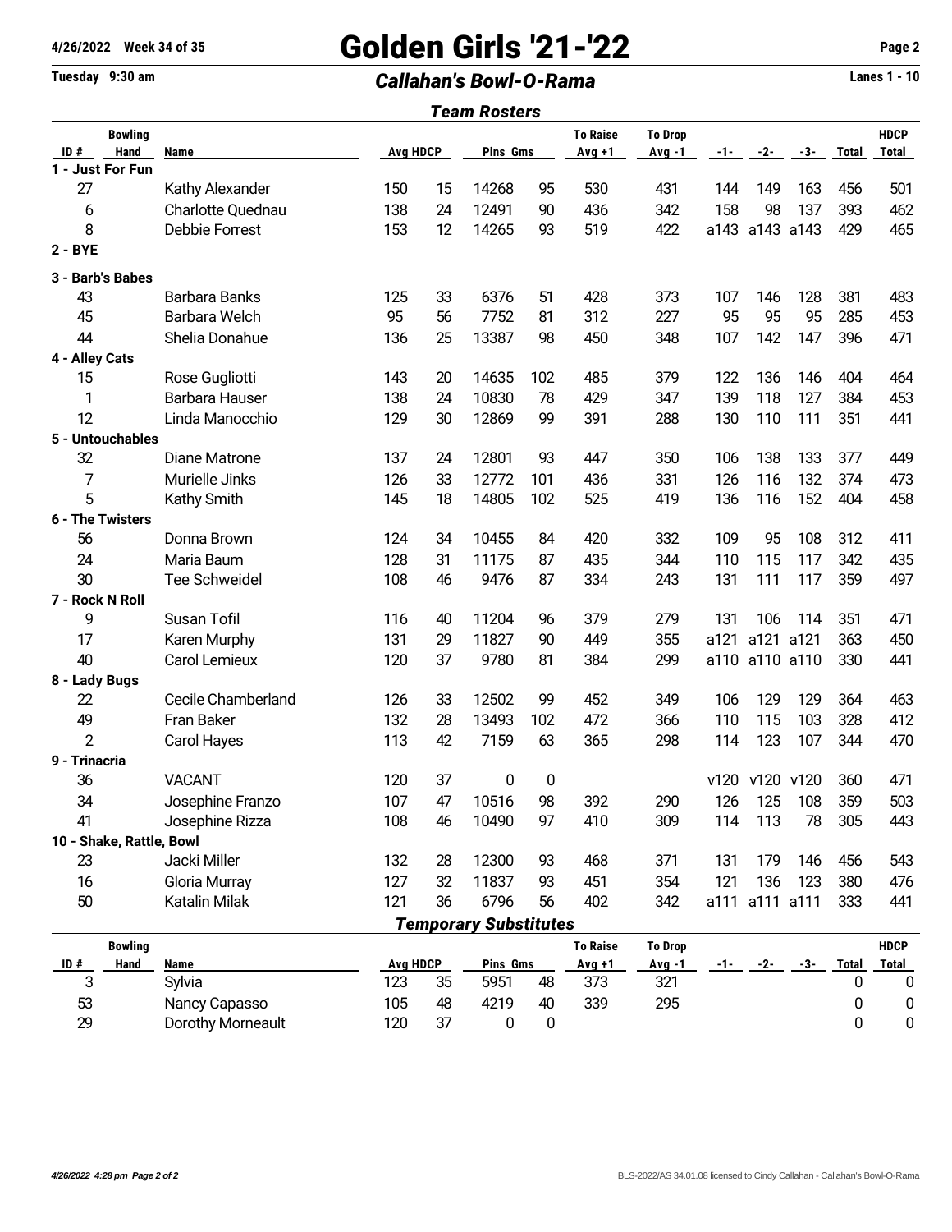**4/26/2022 Week 34 of 35**

# Golden Girls '21-'22

**Tuesday 9:30 am**

## *Callahan's Bowl-O-Rama*

**Lanes 1 - 10**

### *Team Rosters*

| ID # | Bowling Hand | Name | Avg | HDCP | Pins | Gms | To Raise Avg +1 | To Drop Avg -1 | -1- | -2- | -3- | Total | HDCP Total |
|---|---|---|---|---|---|---|---|---|---|---|---|---|---|
| **1 - Just For Fun** | | | | | | | | | | | | | |
| 27 | | Kathy Alexander | 150 | 15 | 14268 | 95 | 530 | 431 | 144 | 149 | 163 | 456 | 501 |
| 6 | | Charlotte Quednau | 138 | 24 | 12491 | 90 | 436 | 342 | 158 | 98 | 137 | 393 | 462 |
| 8 | | Debbie Forrest | 153 | 12 | 14265 | 93 | 519 | 422 | a143 | a143 | a143 | 429 | 465 |
| **2 - BYE** | | | | | | | | | | | | | |
| **3 - Barb's Babes** | | | | | | | | | | | | | |
| 43 | | Barbara Banks | 125 | 33 | 6376 | 51 | 428 | 373 | 107 | 146 | 128 | 381 | 483 |
| 45 | | Barbara Welch | 95 | 56 | 7752 | 81 | 312 | 227 | 95 | 95 | 95 | 285 | 453 |
| 44 | | Shelia Donahue | 136 | 25 | 13387 | 98 | 450 | 348 | 107 | 142 | 147 | 396 | 471 |
| **4 - Alley Cats** | | | | | | | | | | | | | |
| 15 | | Rose Gugliotti | 143 | 20 | 14635 | 102 | 485 | 379 | 122 | 136 | 146 | 404 | 464 |
| 1 | | Barbara Hauser | 138 | 24 | 10830 | 78 | 429 | 347 | 139 | 118 | 127 | 384 | 453 |
| 12 | | Linda Manocchio | 129 | 30 | 12869 | 99 | 391 | 288 | 130 | 110 | 111 | 351 | 441 |
| **5 - Untouchables** | | | | | | | | | | | | | |
| 32 | | Diane Matrone | 137 | 24 | 12801 | 93 | 447 | 350 | 106 | 138 | 133 | 377 | 449 |
| 7 | | Murielle Jinks | 126 | 33 | 12772 | 101 | 436 | 331 | 126 | 116 | 132 | 374 | 473 |
| 5 | | Kathy Smith | 145 | 18 | 14805 | 102 | 525 | 419 | 136 | 116 | 152 | 404 | 458 |
| **6 - The Twisters** | | | | | | | | | | | | | |
| 56 | | Donna Brown | 124 | 34 | 10455 | 84 | 420 | 332 | 109 | 95 | 108 | 312 | 411 |
| 24 | | Maria Baum | 128 | 31 | 11175 | 87 | 435 | 344 | 110 | 115 | 117 | 342 | 435 |
| 30 | | Tee Schweidel | 108 | 46 | 9476 | 87 | 334 | 243 | 131 | 111 | 117 | 359 | 497 |
| **7 - Rock N Roll** | | | | | | | | | | | | | |
| 9 | | Susan Tofil | 116 | 40 | 11204 | 96 | 379 | 279 | 131 | 106 | 114 | 351 | 471 |
| 17 | | Karen Murphy | 131 | 29 | 11827 | 90 | 449 | 355 | a121 | a121 | a121 | 363 | 450 |
| 40 | | Carol Lemieux | 120 | 37 | 9780 | 81 | 384 | 299 | a110 | a110 | a110 | 330 | 441 |
| **8 - Lady Bugs** | | | | | | | | | | | | | |
| 22 | | Cecile Chamberland | 126 | 33 | 12502 | 99 | 452 | 349 | 106 | 129 | 129 | 364 | 463 |
| 49 | | Fran Baker | 132 | 28 | 13493 | 102 | 472 | 366 | 110 | 115 | 103 | 328 | 412 |
| 2 | | Carol Hayes | 113 | 42 | 7159 | 63 | 365 | 298 | 114 | 123 | 107 | 344 | 470 |
| **9 - Trinacria** | | | | | | | | | | | | | |
| 36 | | VACANT | 120 | 37 | 0 | 0 | | | v120 | v120 | v120 | 360 | 471 |
| 34 | | Josephine Franzo | 107 | 47 | 10516 | 98 | 392 | 290 | 126 | 125 | 108 | 359 | 503 |
| 41 | | Josephine Rizza | 108 | 46 | 10490 | 97 | 410 | 309 | 114 | 113 | 78 | 305 | 443 |
| **10 - Shake, Rattle, Bowl** | | | | | | | | | | | | | |
| 23 | | Jacki Miller | 132 | 28 | 12300 | 93 | 468 | 371 | 131 | 179 | 146 | 456 | 543 |
| 16 | | Gloria Murray | 127 | 32 | 11837 | 93 | 451 | 354 | 121 | 136 | 123 | 380 | 476 |
| 50 | | Katalin Milak | 121 | 36 | 6796 | 56 | 402 | 342 | a111 | a111 | a111 | 333 | 441 |

### *Temporary Substitutes*

| ID # | Bowling Hand | Name | Avg | HDCP | Pins | Gms | To Raise Avg +1 | To Drop Avg -1 | -1- | -2- | -3- | Total | HDCP Total |
|---|---|---|---|---|---|---|---|---|---|---|---|---|---|
| 3 | | Sylvia | 123 | 35 | 5951 | 48 | 373 | 321 | | | | 0 | 0 |
| 53 | | Nancy Capasso | 105 | 48 | 4219 | 40 | 339 | 295 | | | | 0 | 0 |
| 29 | | Dorothy Morneault | 120 | 37 | 0 | 0 | | | | | | 0 | 0 |

*4/26/2022 4:28 pm*

BLS-2022/AS 34.01.08 licensed to Cindy Callahan - Callahan's Bowl-O-Rama